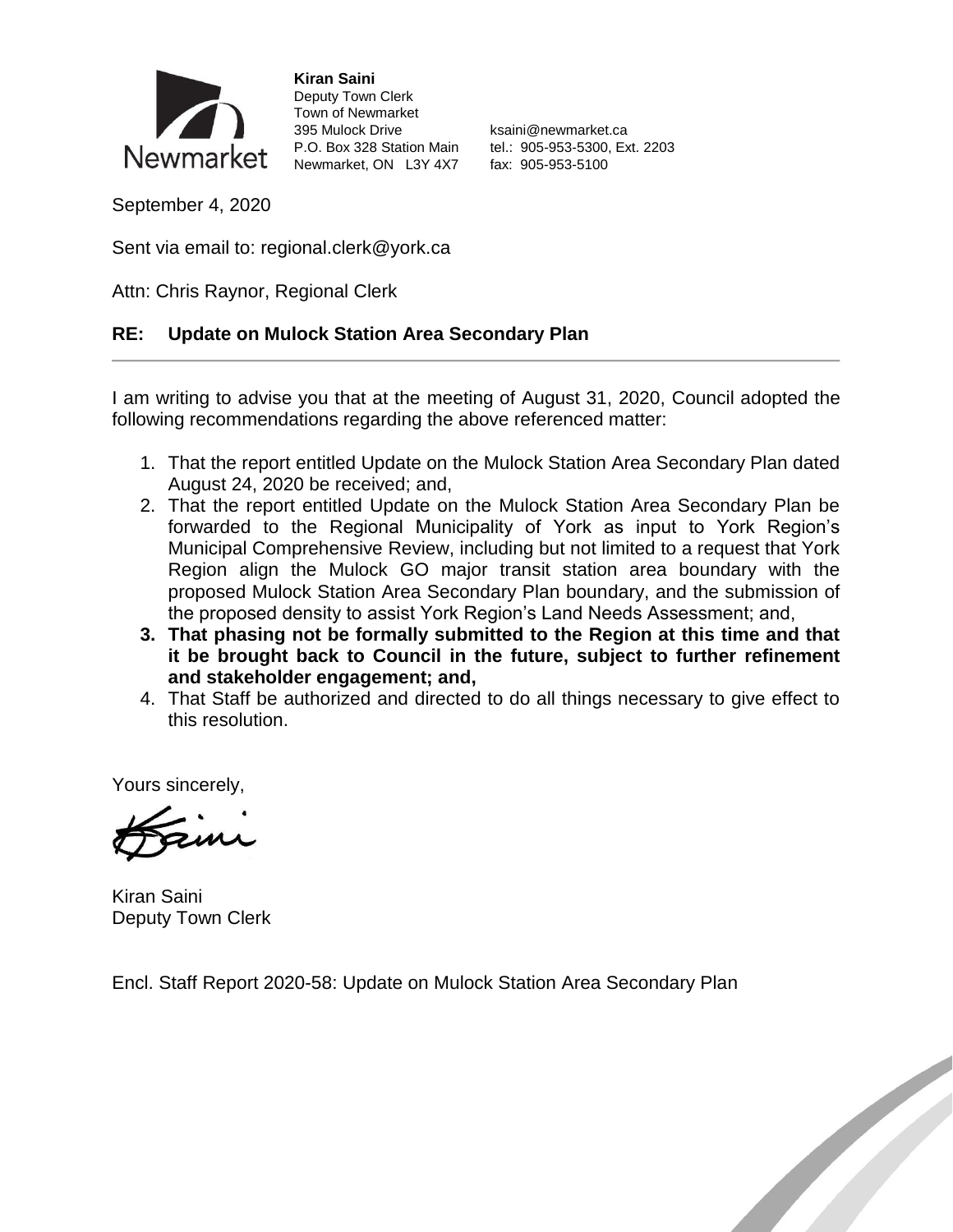Newmarket

**Kiran Saini**
Deputy Town Clerk
Town of Newmarket
395 Mulock Drive
P.O. Box 328 Station Main
Newmarket, ON L3Y 4X7

ksaini@newmarket.ca
tel.: 905-953-5300, Ext. 2203
fax: 905-953-5100

September 4, 2020

Sent via email to: regional.clerk@york.ca

Attn: Chris Raynor, Regional Clerk

**RE: Update on Mulock Station Area Secondary Plan**

---

I am writing to advise you that at the meeting of August 31, 2020, Council adopted the following recommendations regarding the above referenced matter:

1. That the report entitled Update on the Mulock Station Area Secondary Plan dated August 24, 2020 be received; and,
2. That the report entitled Update on the Mulock Station Area Secondary Plan be forwarded to the Regional Municipality of York as input to York Region's Municipal Comprehensive Review, including but not limited to a request that York Region align the Mulock GO major transit station area boundary with the proposed Mulock Station Area Secondary Plan boundary, and the submission of the proposed density to assist York Region's Land Needs Assessment; and,
3. **That phasing not be formally submitted to the Region at this time and that it be brought back to Council in the future, subject to further refinement and stakeholder engagement; and,**
4. That Staff be authorized and directed to do all things necessary to give effect to this resolution.

Yours sincerely,

Kiran Saini
Deputy Town Clerk

Encl. Staff Report 2020-58: Update on Mulock Station Area Secondary Plan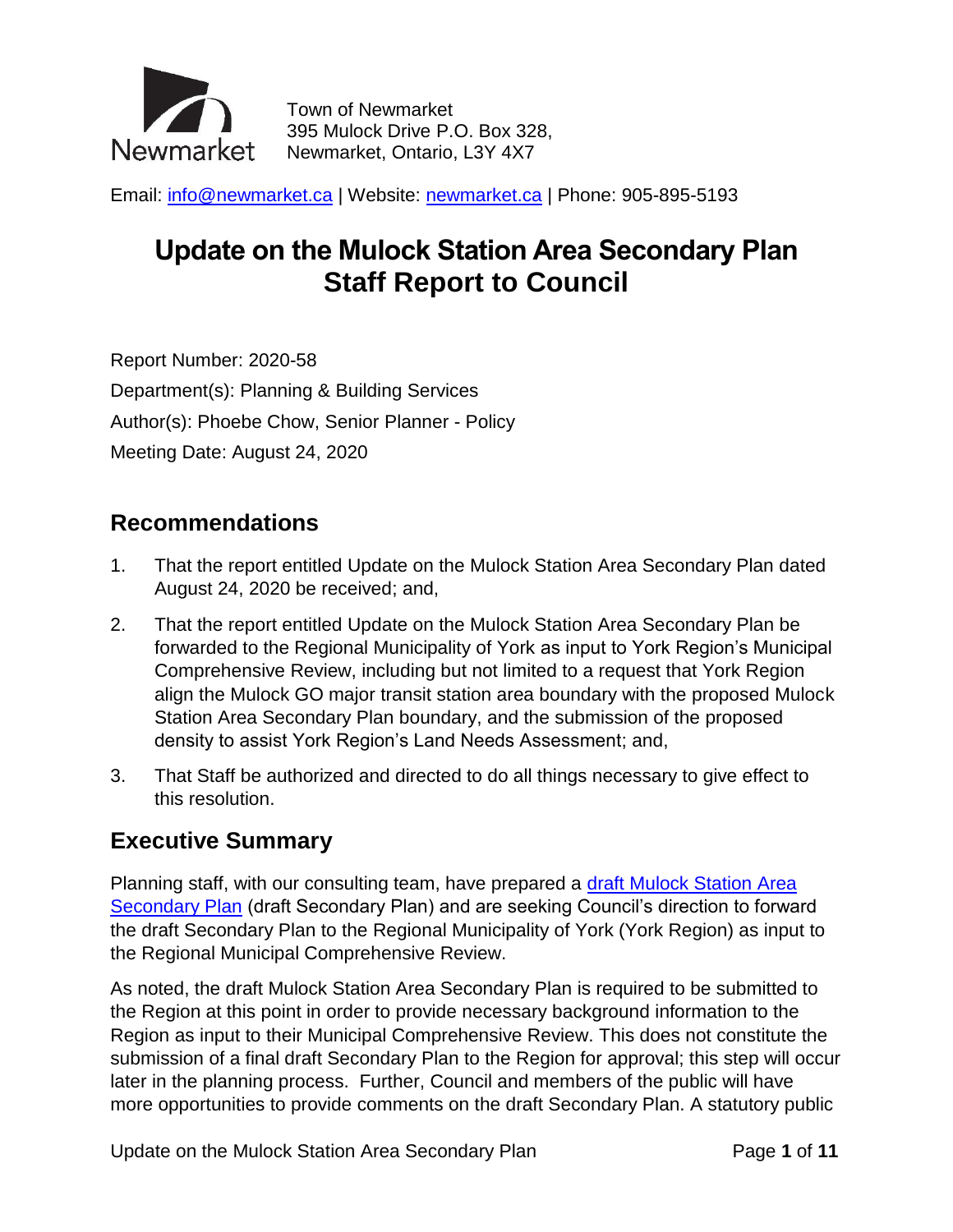Town of Newmarket
395 Mulock Drive P.O. Box 328,
Newmarket, Ontario, L3Y 4X7

Email: [info@newmarket.ca](mailto:info@newmarket.ca) | Website: [newmarket.ca](newmarket.ca) | Phone: 905-895-5193

# Update on the Mulock Station Area Secondary Plan Staff Report to Council

Report Number: 2020-58

Department(s): Planning & Building Services

Author(s): Phoebe Chow, Senior Planner - Policy

Meeting Date: August 24, 2020

## Recommendations

1. That the report entitled Update on the Mulock Station Area Secondary Plan dated August 24, 2020 be received; and,
2. That the report entitled Update on the Mulock Station Area Secondary Plan be forwarded to the Regional Municipality of York as input to York Region's Municipal Comprehensive Review, including but not limited to a request that York Region align the Mulock GO major transit station area boundary with the proposed Mulock Station Area Secondary Plan boundary, and the submission of the proposed density to assist York Region's Land Needs Assessment; and,
3. That Staff be authorized and directed to do all things necessary to give effect to this resolution.

## Executive Summary

Planning staff, with our consulting team, have prepared a draft Mulock Station Area Secondary Plan (draft Secondary Plan) and are seeking Council's direction to forward the draft Secondary Plan to the Regional Municipality of York (York Region) as input to the Regional Municipal Comprehensive Review.

As noted, the draft Mulock Station Area Secondary Plan is required to be submitted to the Region at this point in order to provide necessary background information to the Region as input to their Municipal Comprehensive Review. This does not constitute the submission of a final draft Secondary Plan to the Region for approval; this step will occur later in the planning process. Further, Council and members of the public will have more opportunities to provide comments on the draft Secondary Plan. A statutory public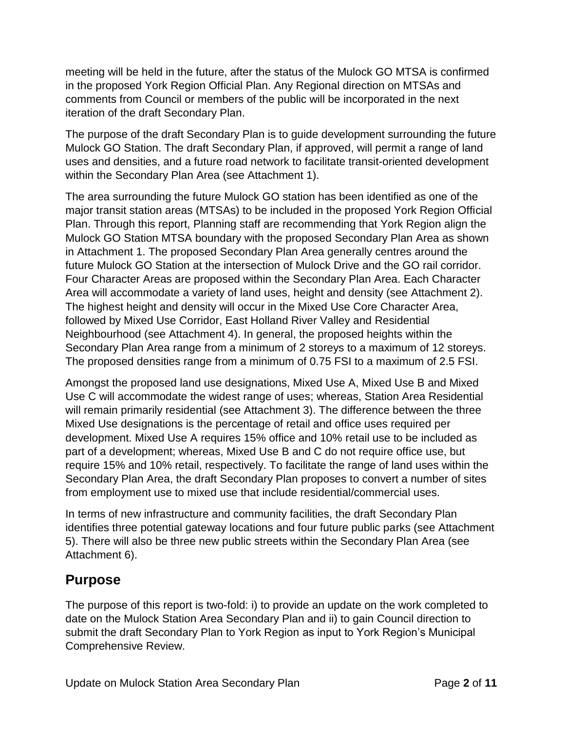meeting will be held in the future, after the status of the Mulock GO MTSA is confirmed in the proposed York Region Official Plan. Any Regional direction on MTSAs and comments from Council or members of the public will be incorporated in the next iteration of the draft Secondary Plan.

The purpose of the draft Secondary Plan is to guide development surrounding the future Mulock GO Station. The draft Secondary Plan, if approved, will permit a range of land uses and densities, and a future road network to facilitate transit-oriented development within the Secondary Plan Area (see Attachment 1).

The area surrounding the future Mulock GO station has been identified as one of the major transit station areas (MTSAs) to be included in the proposed York Region Official Plan. Through this report, Planning staff are recommending that York Region align the Mulock GO Station MTSA boundary with the proposed Secondary Plan Area as shown in Attachment 1. The proposed Secondary Plan Area generally centres around the future Mulock GO Station at the intersection of Mulock Drive and the GO rail corridor. Four Character Areas are proposed within the Secondary Plan Area. Each Character Area will accommodate a variety of land uses, height and density (see Attachment 2). The highest height and density will occur in the Mixed Use Core Character Area, followed by Mixed Use Corridor, East Holland River Valley and Residential Neighbourhood (see Attachment 4). In general, the proposed heights within the Secondary Plan Area range from a minimum of 2 storeys to a maximum of 12 storeys. The proposed densities range from a minimum of 0.75 FSI to a maximum of 2.5 FSI.

Amongst the proposed land use designations, Mixed Use A, Mixed Use B and Mixed Use C will accommodate the widest range of uses; whereas, Station Area Residential will remain primarily residential (see Attachment 3). The difference between the three Mixed Use designations is the percentage of retail and office uses required per development. Mixed Use A requires 15% office and 10% retail use to be included as part of a development; whereas, Mixed Use B and C do not require office use, but require 15% and 10% retail, respectively. To facilitate the range of land uses within the Secondary Plan Area, the draft Secondary Plan proposes to convert a number of sites from employment use to mixed use that include residential/commercial uses.

In terms of new infrastructure and community facilities, the draft Secondary Plan identifies three potential gateway locations and four future public parks (see Attachment 5). There will also be three new public streets within the Secondary Plan Area (see Attachment 6).

## Purpose

The purpose of this report is two-fold: i) to provide an update on the work completed to date on the Mulock Station Area Secondary Plan and ii) to gain Council direction to submit the draft Secondary Plan to York Region as input to York Region's Municipal Comprehensive Review.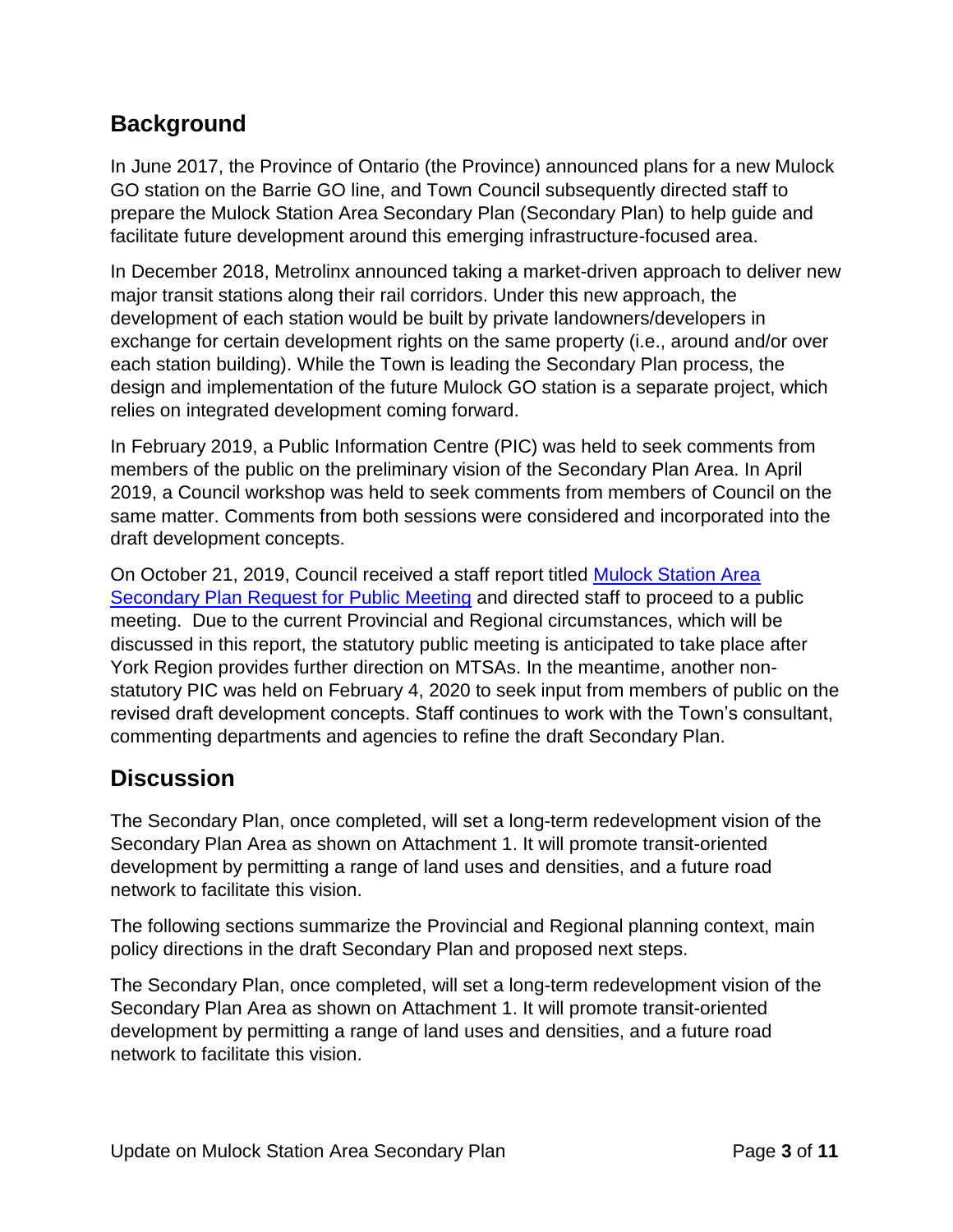## Background

In June 2017, the Province of Ontario (the Province) announced plans for a new Mulock GO station on the Barrie GO line, and Town Council subsequently directed staff to prepare the Mulock Station Area Secondary Plan (Secondary Plan) to help guide and facilitate future development around this emerging infrastructure-focused area.

In December 2018, Metrolinx announced taking a market-driven approach to deliver new major transit stations along their rail corridors. Under this new approach, the development of each station would be built by private landowners/developers in exchange for certain development rights on the same property (i.e., around and/or over each station building). While the Town is leading the Secondary Plan process, the design and implementation of the future Mulock GO station is a separate project, which relies on integrated development coming forward.

In February 2019, a Public Information Centre (PIC) was held to seek comments from members of the public on the preliminary vision of the Secondary Plan Area. In April 2019, a Council workshop was held to seek comments from members of Council on the same matter. Comments from both sessions were considered and incorporated into the draft development concepts.

On October 21, 2019, Council received a staff report titled Mulock Station Area Secondary Plan Request for Public Meeting and directed staff to proceed to a public meeting. Due to the current Provincial and Regional circumstances, which will be discussed in this report, the statutory public meeting is anticipated to take place after York Region provides further direction on MTSAs. In the meantime, another non-statutory PIC was held on February 4, 2020 to seek input from members of public on the revised draft development concepts. Staff continues to work with the Town's consultant, commenting departments and agencies to refine the draft Secondary Plan.

## Discussion

The Secondary Plan, once completed, will set a long-term redevelopment vision of the Secondary Plan Area as shown on Attachment 1. It will promote transit-oriented development by permitting a range of land uses and densities, and a future road network to facilitate this vision.

The following sections summarize the Provincial and Regional planning context, main policy directions in the draft Secondary Plan and proposed next steps.

The Secondary Plan, once completed, will set a long-term redevelopment vision of the Secondary Plan Area as shown on Attachment 1. It will promote transit-oriented development by permitting a range of land uses and densities, and a future road network to facilitate this vision.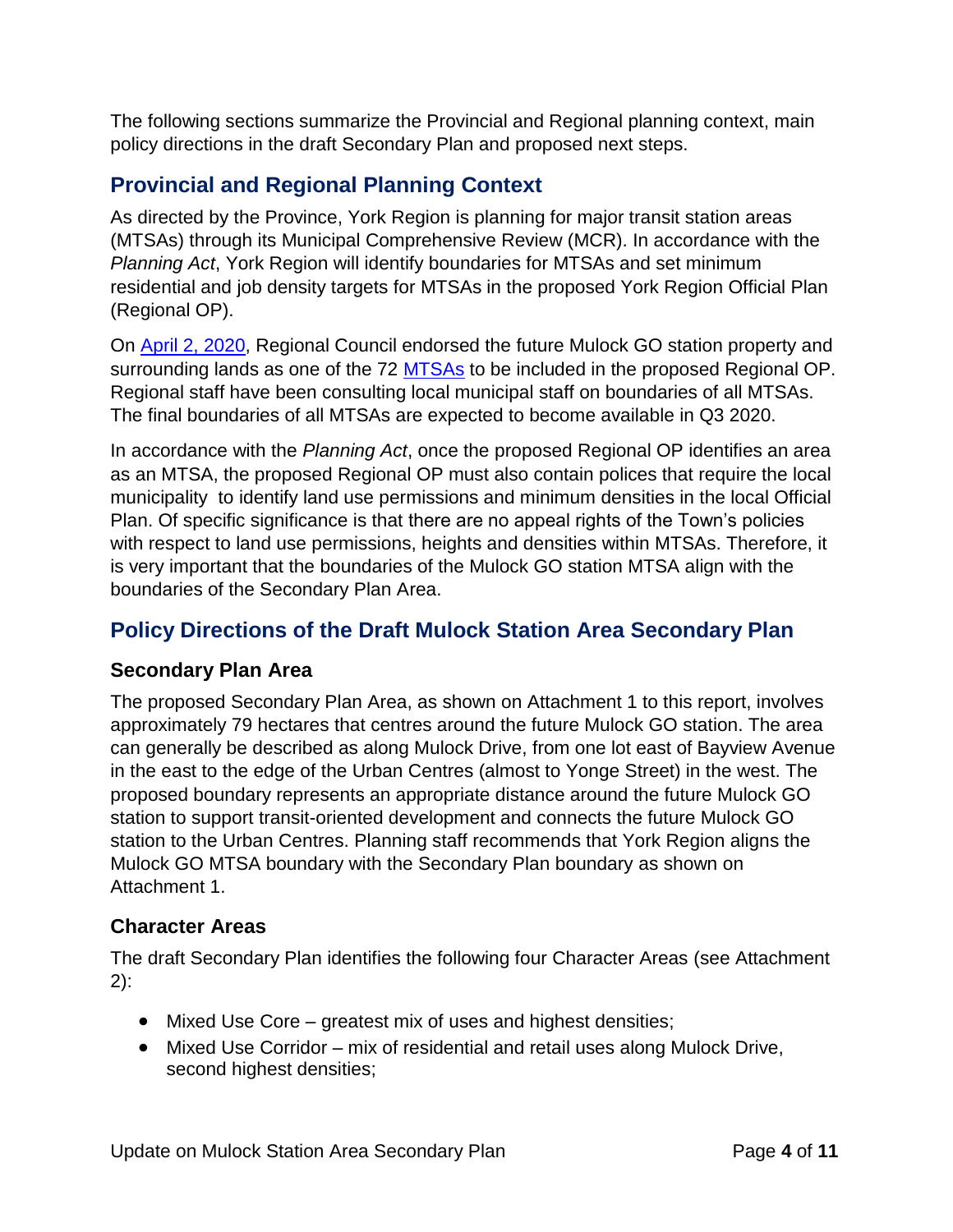The following sections summarize the Provincial and Regional planning context, main policy directions in the draft Secondary Plan and proposed next steps.

## Provincial and Regional Planning Context

As directed by the Province, York Region is planning for major transit station areas (MTSAs) through its Municipal Comprehensive Review (MCR). In accordance with the *Planning Act*, York Region will identify boundaries for MTSAs and set minimum residential and job density targets for MTSAs in the proposed York Region Official Plan (Regional OP).

On April 2, 2020, Regional Council endorsed the future Mulock GO station property and surrounding lands as one of the 72 MTSAs to be included in the proposed Regional OP. Regional staff have been consulting local municipal staff on boundaries of all MTSAs. The final boundaries of all MTSAs are expected to become available in Q3 2020.

In accordance with the *Planning Act*, once the proposed Regional OP identifies an area as an MTSA, the proposed Regional OP must also contain polices that require the local municipality to identify land use permissions and minimum densities in the local Official Plan. Of specific significance is that there are no appeal rights of the Town's policies with respect to land use permissions, heights and densities within MTSAs. Therefore, it is very important that the boundaries of the Mulock GO station MTSA align with the boundaries of the Secondary Plan Area.

## Policy Directions of the Draft Mulock Station Area Secondary Plan

### Secondary Plan Area

The proposed Secondary Plan Area, as shown on Attachment 1 to this report, involves approximately 79 hectares that centres around the future Mulock GO station. The area can generally be described as along Mulock Drive, from one lot east of Bayview Avenue in the east to the edge of the Urban Centres (almost to Yonge Street) in the west. The proposed boundary represents an appropriate distance around the future Mulock GO station to support transit-oriented development and connects the future Mulock GO station to the Urban Centres. Planning staff recommends that York Region aligns the Mulock GO MTSA boundary with the Secondary Plan boundary as shown on Attachment 1.

### Character Areas

The draft Secondary Plan identifies the following four Character Areas (see Attachment 2):

- Mixed Use Core – greatest mix of uses and highest densities;
- Mixed Use Corridor – mix of residential and retail uses along Mulock Drive, second highest densities;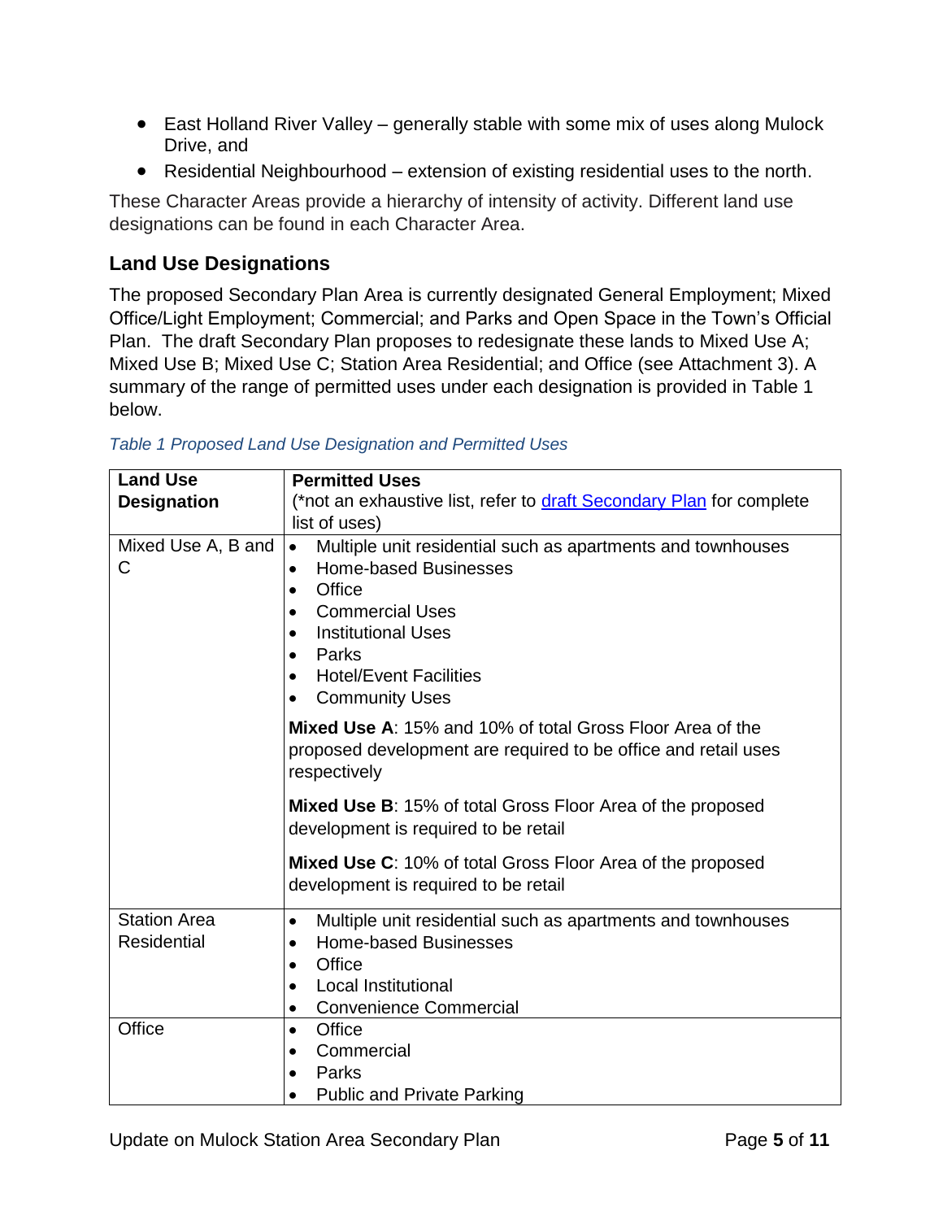- East Holland River Valley – generally stable with some mix of uses along Mulock Drive, and
- Residential Neighbourhood – extension of existing residential uses to the north.

These Character Areas provide a hierarchy of intensity of activity. Different land use designations can be found in each Character Area.

## Land Use Designations

The proposed Secondary Plan Area is currently designated General Employment; Mixed Office/Light Employment; Commercial; and Parks and Open Space in the Town's Official Plan. The draft Secondary Plan proposes to redesignate these lands to Mixed Use A; Mixed Use B; Mixed Use C; Station Area Residential; and Office (see Attachment 3). A summary of the range of permitted uses under each designation is provided in Table 1 below.

*Table 1 Proposed Land Use Designation and Permitted Uses*

| **Land Use Designation** | **Permitted Uses** (*not an exhaustive list, refer to [draft Secondary Plan]() for complete list of uses) |
|---|---|
| Mixed Use A, B and C | • Multiple unit residential such as apartments and townhouses<br>• Home-based Businesses<br>• Office<br>• Commercial Uses<br>• Institutional Uses<br>• Parks<br>• Hotel/Event Facilities<br>• Community Uses<br><br>**Mixed Use A**: 15% and 10% of total Gross Floor Area of the proposed development are required to be office and retail uses respectively<br><br>**Mixed Use B**: 15% of total Gross Floor Area of the proposed development is required to be retail<br><br>**Mixed Use C**: 10% of total Gross Floor Area of the proposed development is required to be retail |
| Station Area Residential | • Multiple unit residential such as apartments and townhouses<br>• Home-based Businesses<br>• Office<br>• Local Institutional<br>• Convenience Commercial |
| Office | • Office<br>• Commercial<br>• Parks<br>• Public and Private Parking |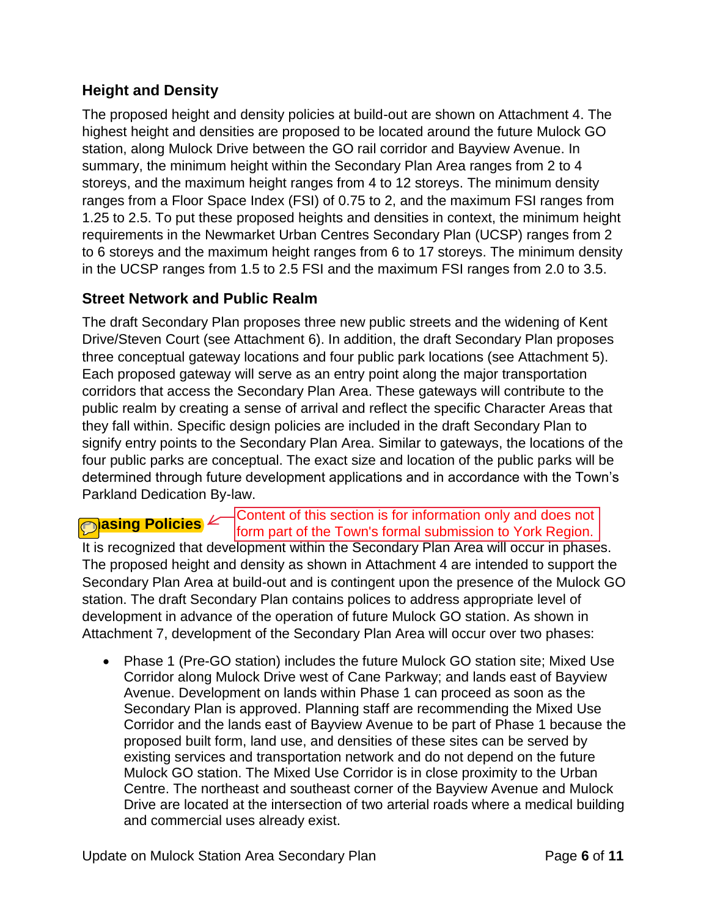## Height and Density

The proposed height and density policies at build-out are shown on Attachment 4. The highest height and densities are proposed to be located around the future Mulock GO station, along Mulock Drive between the GO rail corridor and Bayview Avenue. In summary, the minimum height within the Secondary Plan Area ranges from 2 to 4 storeys, and the maximum height ranges from 4 to 12 storeys. The minimum density ranges from a Floor Space Index (FSI) of 0.75 to 2, and the maximum FSI ranges from 1.25 to 2.5. To put these proposed heights and densities in context, the minimum height requirements in the Newmarket Urban Centres Secondary Plan (UCSP) ranges from 2 to 6 storeys and the maximum height ranges from 6 to 17 storeys. The minimum density in the UCSP ranges from 1.5 to 2.5 FSI and the maximum FSI ranges from 2.0 to 3.5.

## Street Network and Public Realm

The draft Secondary Plan proposes three new public streets and the widening of Kent Drive/Steven Court (see Attachment 6). In addition, the draft Secondary Plan proposes three conceptual gateway locations and four public park locations (see Attachment 5). Each proposed gateway will serve as an entry point along the major transportation corridors that access the Secondary Plan Area. These gateways will contribute to the public realm by creating a sense of arrival and reflect the specific Character Areas that they fall within. Specific design policies are included in the draft Secondary Plan to signify entry points to the Secondary Plan Area. Similar to gateways, the locations of the four public parks are conceptual. The exact size and location of the public parks will be determined through future development applications and in accordance with the Town's Parkland Dedication By-law.

## Phasing Policies

Content of this section is for information only and does not form part of the Town's formal submission to York Region.

It is recognized that development within the Secondary Plan Area will occur in phases. The proposed height and density as shown in Attachment 4 are intended to support the Secondary Plan Area at build-out and is contingent upon the presence of the Mulock GO station. The draft Secondary Plan contains polices to address appropriate level of development in advance of the operation of future Mulock GO station. As shown in Attachment 7, development of the Secondary Plan Area will occur over two phases:

- Phase 1 (Pre-GO station) includes the future Mulock GO station site; Mixed Use Corridor along Mulock Drive west of Cane Parkway; and lands east of Bayview Avenue. Development on lands within Phase 1 can proceed as soon as the Secondary Plan is approved. Planning staff are recommending the Mixed Use Corridor and the lands east of Bayview Avenue to be part of Phase 1 because the proposed built form, land use, and densities of these sites can be served by existing services and transportation network and do not depend on the future Mulock GO station. The Mixed Use Corridor is in close proximity to the Urban Centre. The northeast and southeast corner of the Bayview Avenue and Mulock Drive are located at the intersection of two arterial roads where a medical building and commercial uses already exist.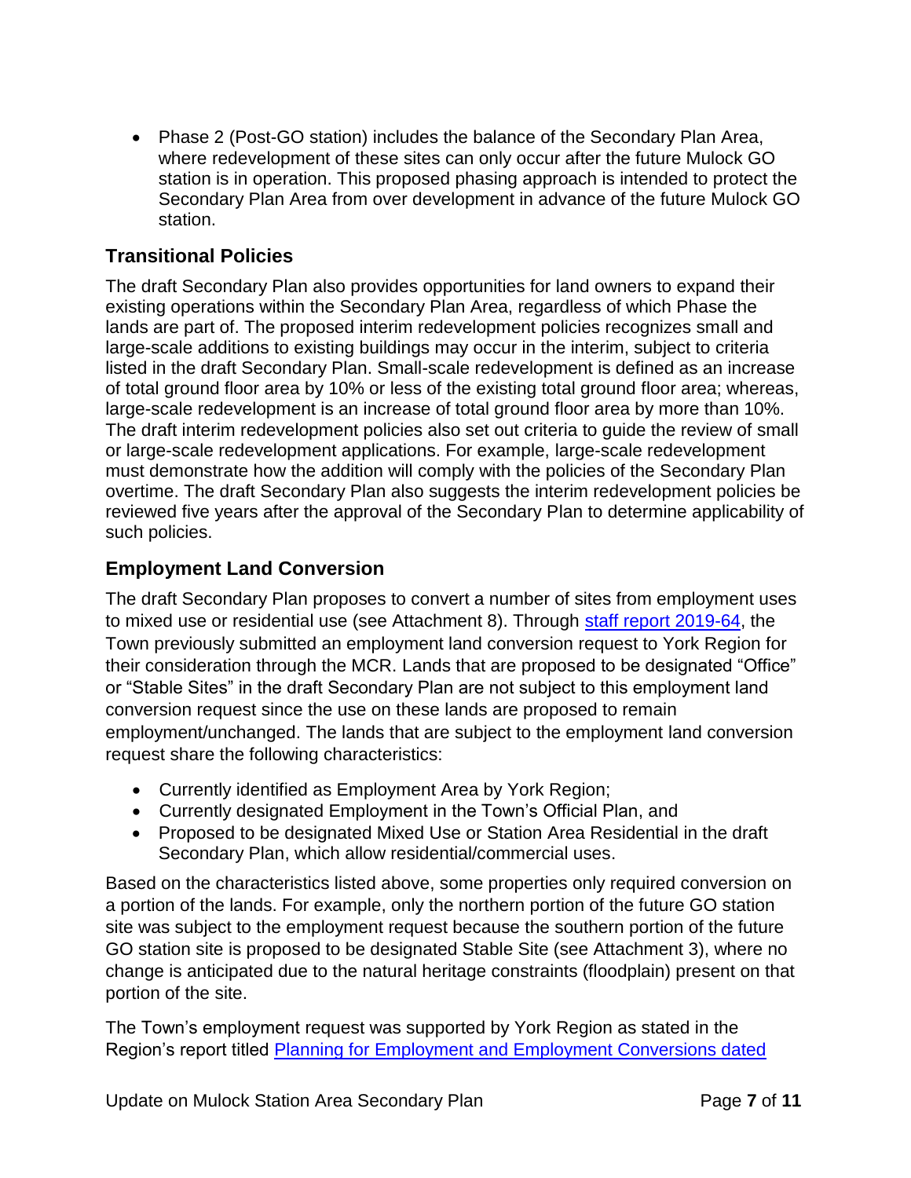- Phase 2 (Post-GO station) includes the balance of the Secondary Plan Area, where redevelopment of these sites can only occur after the future Mulock GO station is in operation. This proposed phasing approach is intended to protect the Secondary Plan Area from over development in advance of the future Mulock GO station.

## Transitional Policies

The draft Secondary Plan also provides opportunities for land owners to expand their existing operations within the Secondary Plan Area, regardless of which Phase the lands are part of. The proposed interim redevelopment policies recognizes small and large-scale additions to existing buildings may occur in the interim, subject to criteria listed in the draft Secondary Plan. Small-scale redevelopment is defined as an increase of total ground floor area by 10% or less of the existing total ground floor area; whereas, large-scale redevelopment is an increase of total ground floor area by more than 10%. The draft interim redevelopment policies also set out criteria to guide the review of small or large-scale redevelopment applications. For example, large-scale redevelopment must demonstrate how the addition will comply with the policies of the Secondary Plan overtime. The draft Secondary Plan also suggests the interim redevelopment policies be reviewed five years after the approval of the Secondary Plan to determine applicability of such policies.

## Employment Land Conversion

The draft Secondary Plan proposes to convert a number of sites from employment uses to mixed use or residential use (see Attachment 8). Through staff report 2019-64, the Town previously submitted an employment land conversion request to York Region for their consideration through the MCR. Lands that are proposed to be designated "Office" or "Stable Sites" in the draft Secondary Plan are not subject to this employment land conversion request since the use on these lands are proposed to remain employment/unchanged. The lands that are subject to the employment land conversion request share the following characteristics:

- Currently identified as Employment Area by York Region;
- Currently designated Employment in the Town's Official Plan, and
- Proposed to be designated Mixed Use or Station Area Residential in the draft Secondary Plan, which allow residential/commercial uses.

Based on the characteristics listed above, some properties only required conversion on a portion of the lands. For example, only the northern portion of the future GO station site was subject to the employment request because the southern portion of the future GO station site is proposed to be designated Stable Site (see Attachment 3), where no change is anticipated due to the natural heritage constraints (floodplain) present on that portion of the site.

The Town's employment request was supported by York Region as stated in the Region's report titled Planning for Employment and Employment Conversions dated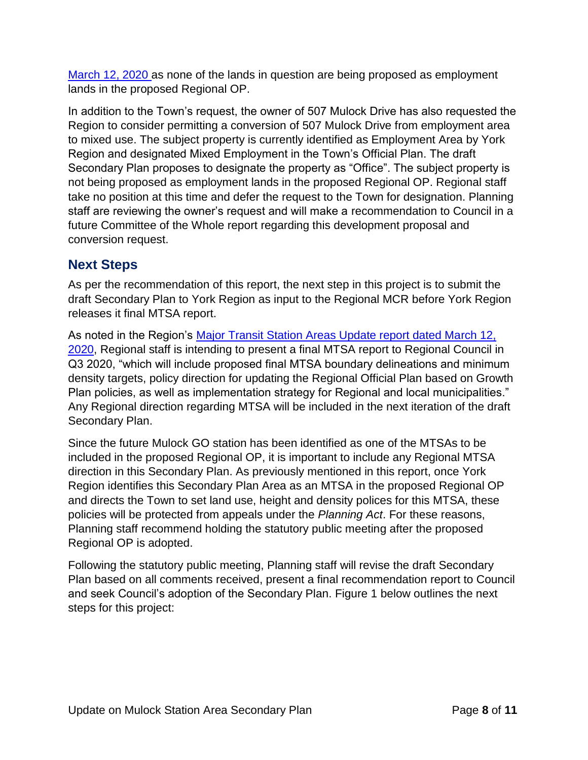March 12, 2020 as none of the lands in question are being proposed as employment lands in the proposed Regional OP.

In addition to the Town's request, the owner of 507 Mulock Drive has also requested the Region to consider permitting a conversion of 507 Mulock Drive from employment area to mixed use. The subject property is currently identified as Employment Area by York Region and designated Mixed Employment in the Town's Official Plan. The draft Secondary Plan proposes to designate the property as "Office". The subject property is not being proposed as employment lands in the proposed Regional OP. Regional staff take no position at this time and defer the request to the Town for designation. Planning staff are reviewing the owner's request and will make a recommendation to Council in a future Committee of the Whole report regarding this development proposal and conversion request.

## Next Steps

As per the recommendation of this report, the next step in this project is to submit the draft Secondary Plan to York Region as input to the Regional MCR before York Region releases it final MTSA report.

As noted in the Region's Major Transit Station Areas Update report dated March 12, 2020, Regional staff is intending to present a final MTSA report to Regional Council in Q3 2020, "which will include proposed final MTSA boundary delineations and minimum density targets, policy direction for updating the Regional Official Plan based on Growth Plan policies, as well as implementation strategy for Regional and local municipalities." Any Regional direction regarding MTSA will be included in the next iteration of the draft Secondary Plan.

Since the future Mulock GO station has been identified as one of the MTSAs to be included in the proposed Regional OP, it is important to include any Regional MTSA direction in this Secondary Plan. As previously mentioned in this report, once York Region identifies this Secondary Plan Area as an MTSA in the proposed Regional OP and directs the Town to set land use, height and density polices for this MTSA, these policies will be protected from appeals under the *Planning Act*. For these reasons, Planning staff recommend holding the statutory public meeting after the proposed Regional OP is adopted.

Following the statutory public meeting, Planning staff will revise the draft Secondary Plan based on all comments received, present a final recommendation report to Council and seek Council's adoption of the Secondary Plan. Figure 1 below outlines the next steps for this project: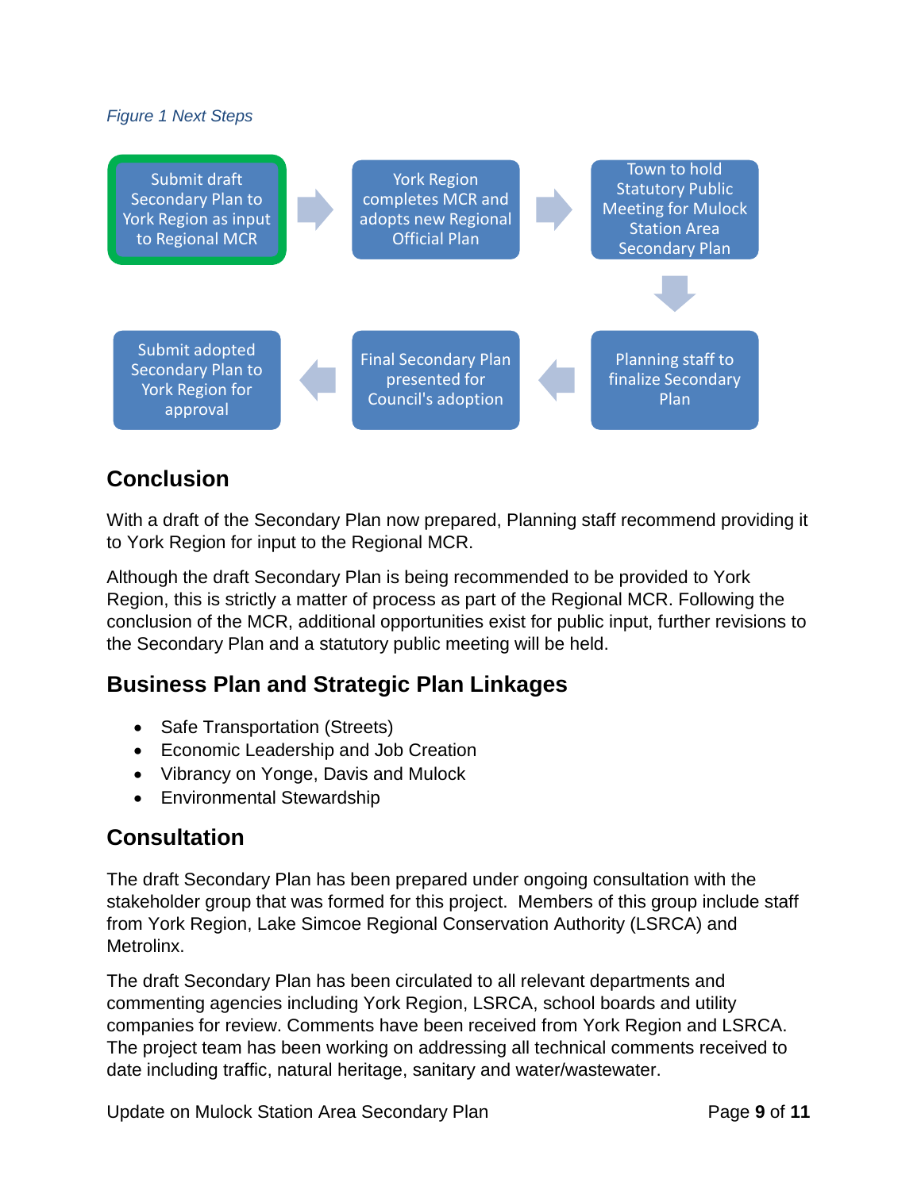*Figure 1 Next Steps*

Submit draft Secondary Plan to York Region as input to Regional MCR → York Region completes MCR and adopts new Regional Official Plan → Town to hold Statutory Public Meeting for Mulock Station Area Secondary Plan → Planning staff to finalize Secondary Plan → Final Secondary Plan presented for Council's adoption → Submit adopted Secondary Plan to York Region for approval

## Conclusion

With a draft of the Secondary Plan now prepared, Planning staff recommend providing it to York Region for input to the Regional MCR.

Although the draft Secondary Plan is being recommended to be provided to York Region, this is strictly a matter of process as part of the Regional MCR. Following the conclusion of the MCR, additional opportunities exist for public input, further revisions to the Secondary Plan and a statutory public meeting will be held.

## Business Plan and Strategic Plan Linkages

- Safe Transportation (Streets)
- Economic Leadership and Job Creation
- Vibrancy on Yonge, Davis and Mulock
- Environmental Stewardship

## Consultation

The draft Secondary Plan has been prepared under ongoing consultation with the stakeholder group that was formed for this project. Members of this group include staff from York Region, Lake Simcoe Regional Conservation Authority (LSRCA) and Metrolinx.

The draft Secondary Plan has been circulated to all relevant departments and commenting agencies including York Region, LSRCA, school boards and utility companies for review. Comments have been received from York Region and LSRCA. The project team has been working on addressing all technical comments received to date including traffic, natural heritage, sanitary and water/wastewater.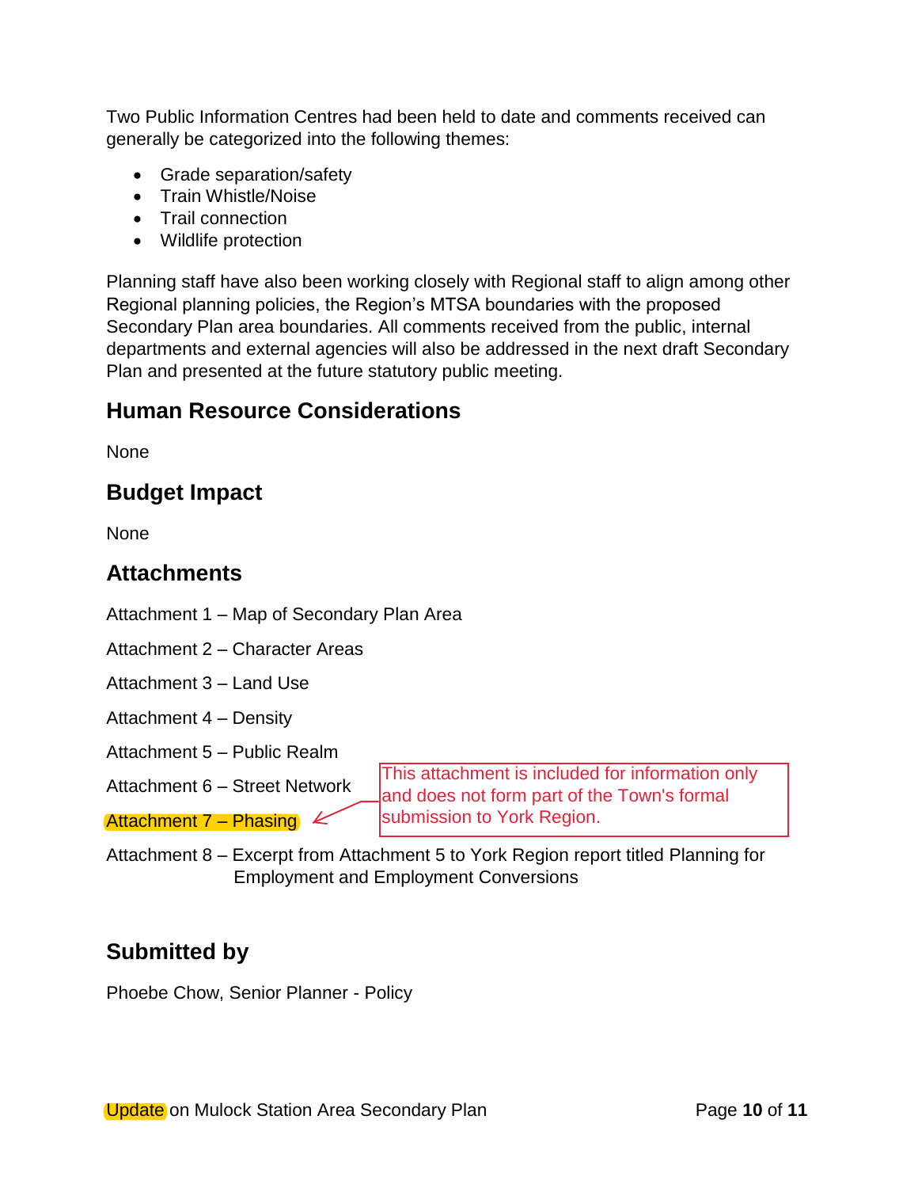Two Public Information Centres had been held to date and comments received can generally be categorized into the following themes:

- Grade separation/safety
- Train Whistle/Noise
- Trail connection
- Wildlife protection

Planning staff have also been working closely with Regional staff to align among other Regional planning policies, the Region's MTSA boundaries with the proposed Secondary Plan area boundaries. All comments received from the public, internal departments and external agencies will also be addressed in the next draft Secondary Plan and presented at the future statutory public meeting.

## Human Resource Considerations

None

## Budget Impact

None

## Attachments

Attachment 1 – Map of Secondary Plan Area

Attachment 2 – Character Areas

Attachment 3 – Land Use

Attachment 4 – Density

Attachment 5 – Public Realm

Attachment 6 – Street Network

Attachment 7 – Phasing

This attachment is included for information only and does not form part of the Town's formal submission to York Region.

Attachment 8 – Excerpt from Attachment 5 to York Region report titled Planning for Employment and Employment Conversions

## Submitted by

Phoebe Chow, Senior Planner - Policy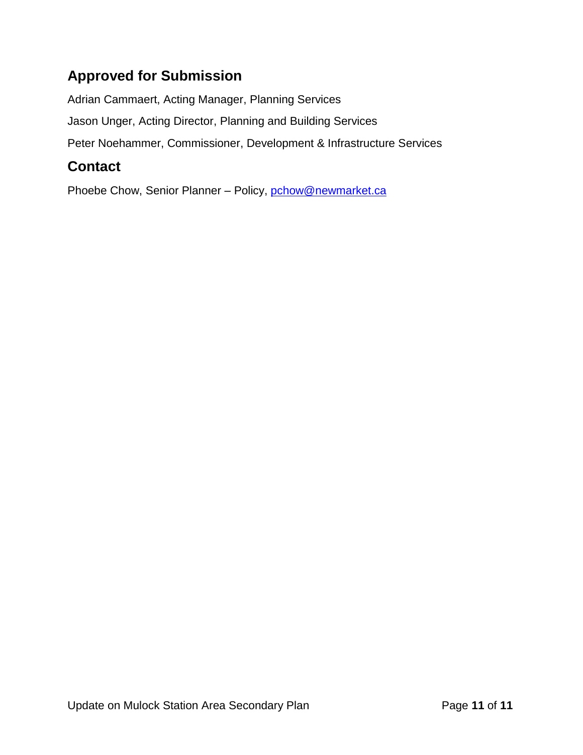## Approved for Submission

Adrian Cammaert, Acting Manager, Planning Services

Jason Unger, Acting Director, Planning and Building Services

Peter Noehammer, Commissioner, Development & Infrastructure Services

## Contact

Phoebe Chow, Senior Planner – Policy, pchow@newmarket.ca